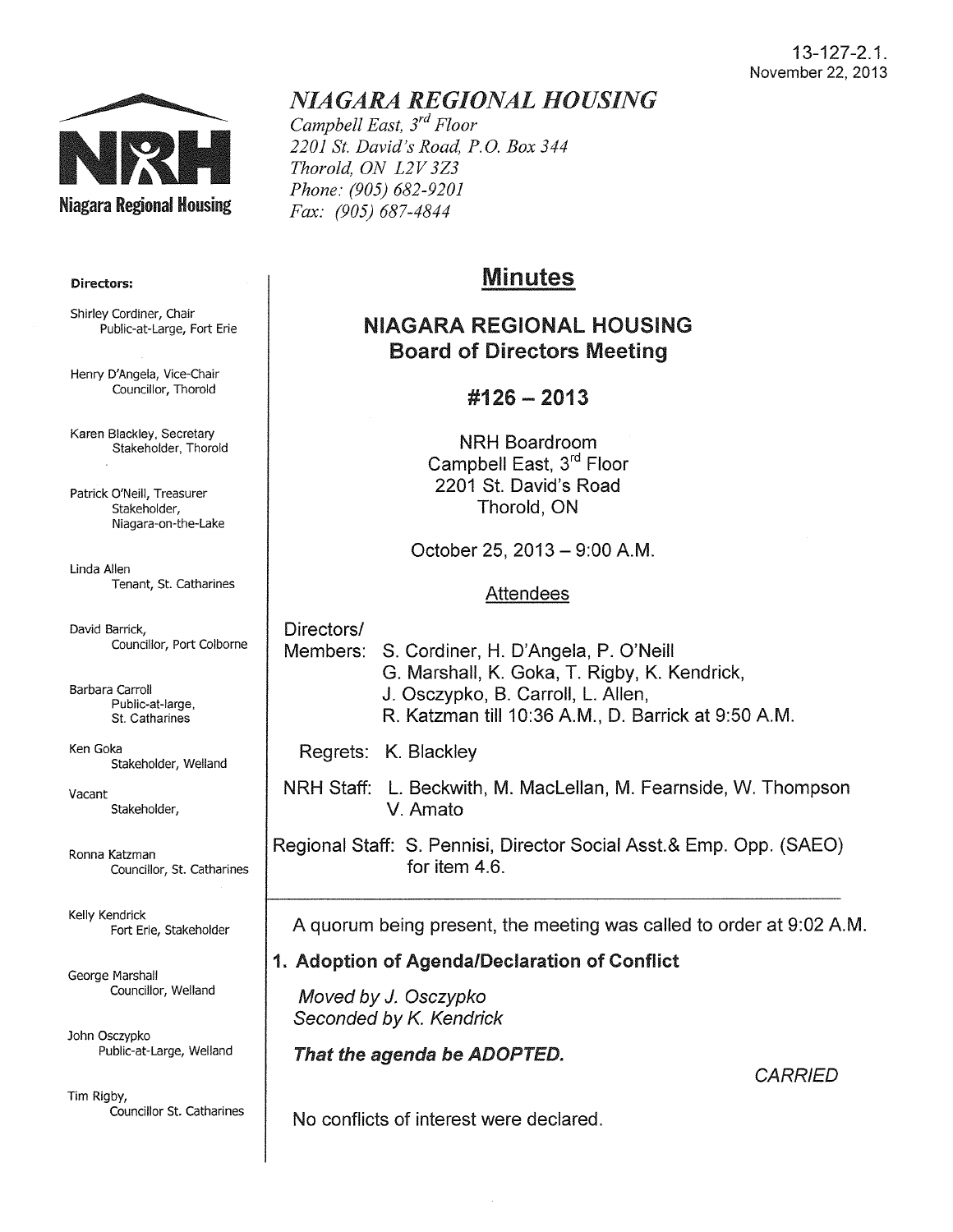13-127-2.1.
November 22, 2013

# NIAGARA REGIONAL HOUSING

*Campbell East, 3rd Floor*
*2201 St. David's Road, P.O. Box 344*
*Thorold, ON L2V 3Z3*
*Phone: (905) 682-9201*
*Fax: (905) 687-4844*

Niagara Regional Housing

**Directors:**

Shirley Cordiner, Chair
Public-at-Large, Fort Erie

Henry D'Angela, Vice-Chair
Councillor, Thorold

Karen Blackley, Secretary
Stakeholder, Thorold

Patrick O'Neill, Treasurer
Stakeholder, Niagara-on-the-Lake

Linda Allen
Tenant, St. Catharines

David Barrick,
Councillor, Port Colborne

Barbara Carroll
Public-at-large, St. Catharines

Ken Goka
Stakeholder, Welland

Vacant
Stakeholder,

Ronna Katzman
Councillor, St. Catharines

Kelly Kendrick
Fort Erie, Stakeholder

George Marshall
Councillor, Welland

John Osczypko
Public-at-Large, Welland

Tim Rigby,
Councillor St. Catharines

## Minutes

## NIAGARA REGIONAL HOUSING Board of Directors Meeting

## #126 – 2013

NRH Boardroom
Campbell East, 3rd Floor
2201 St. David's Road
Thorold, ON

October 25, 2013 – 9:00 A.M.

Attendees

Directors/Members: S. Cordiner, H. D'Angela, P. O'Neill, G. Marshall, K. Goka, T. Rigby, K. Kendrick, J. Osczypko, B. Carroll, L. Allen, R. Katzman till 10:36 A.M., D. Barrick at 9:50 A.M.

Regrets: K. Blackley

NRH Staff: L. Beckwith, M. MacLellan, M. Fearnside, W. Thompson, V. Amato

Regional Staff: S. Pennisi, Director Social Asst.& Emp. Opp. (SAEO) for item 4.6.

A quorum being present, the meeting was called to order at 9:02 A.M.

### 1. Adoption of Agenda/Declaration of Conflict

*Moved by J. Osczypko*
*Seconded by K. Kendrick*

***That the agenda be ADOPTED.***

*CARRIED*

No conflicts of interest were declared.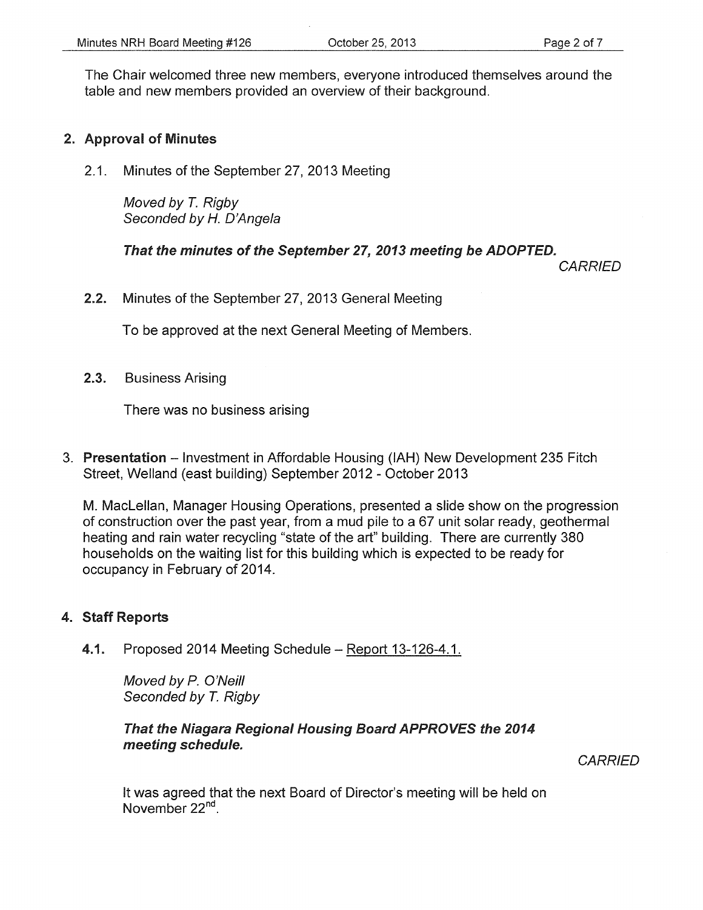The Chair welcomed three new members, everyone introduced themselves around the table and new members provided an overview of their background.

## 2. Approval of Minutes

2.1. Minutes of the September 27, 2013 Meeting

*Moved by T. Rigby*
*Seconded by H. D'Angela*

***That the minutes of the September 27, 2013 meeting be ADOPTED.***

*CARRIED*

**2.2.** Minutes of the September 27, 2013 General Meeting

To be approved at the next General Meeting of Members.

**2.3.** Business Arising

There was no business arising

3. **Presentation** – Investment in Affordable Housing (IAH) New Development 235 Fitch Street, Welland (east building) September 2012 - October 2013

M. MacLellan, Manager Housing Operations, presented a slide show on the progression of construction over the past year, from a mud pile to a 67 unit solar ready, geothermal heating and rain water recycling "state of the art" building. There are currently 380 households on the waiting list for this building which is expected to be ready for occupancy in February of 2014.

## 4. Staff Reports

**4.1.** Proposed 2014 Meeting Schedule – Report 13-126-4.1.

*Moved by P. O'Neill*
*Seconded by T. Rigby*

***That the Niagara Regional Housing Board APPROVES the 2014 meeting schedule.***

*CARRIED*

It was agreed that the next Board of Director's meeting will be held on November 22nd.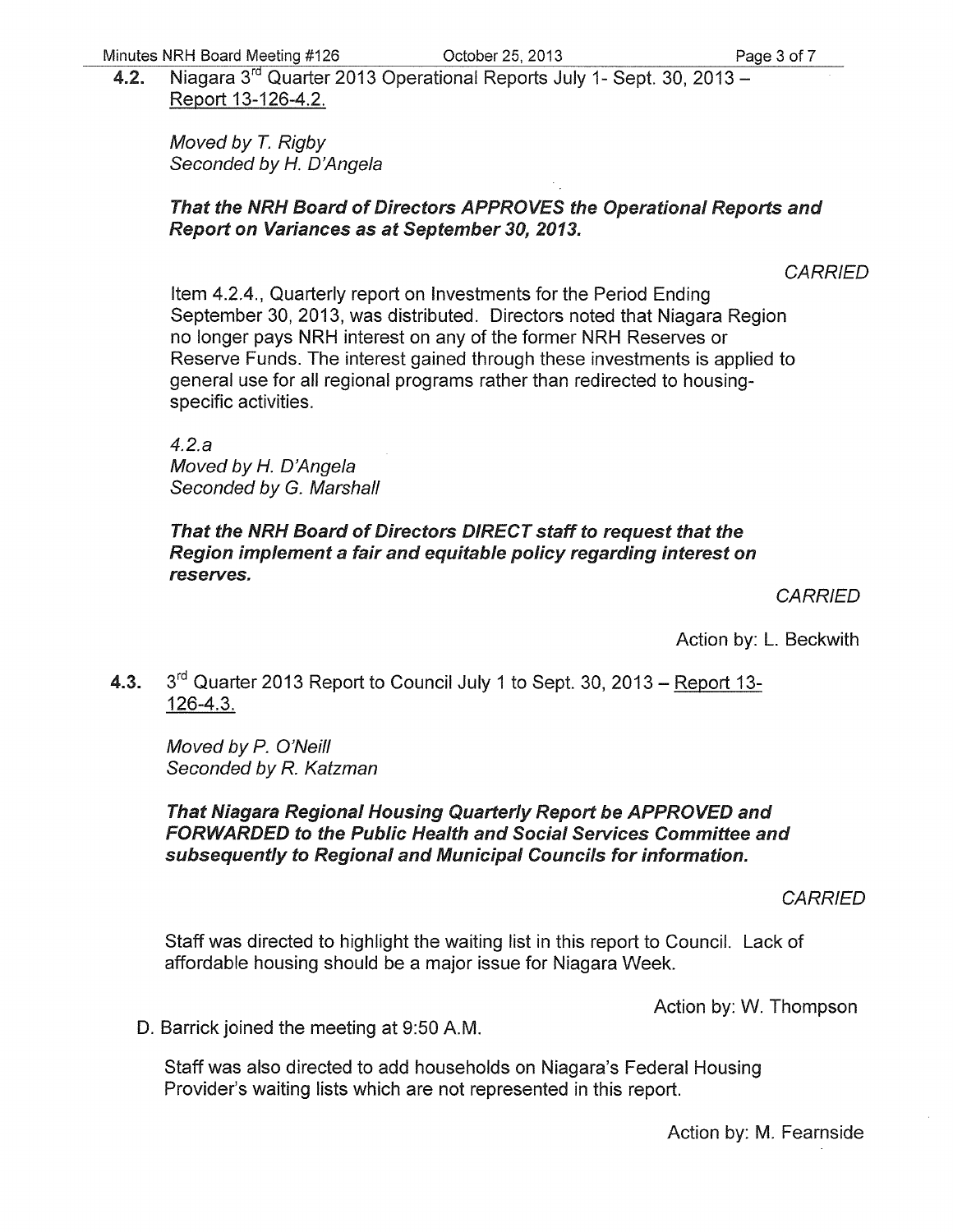**4.2.** Niagara 3rd Quarter 2013 Operational Reports July 1- Sept. 30, 2013 – Report 13-126-4.2.

*Moved by T. Rigby*
*Seconded by H. D'Angela*

***That the NRH Board of Directors APPROVES the Operational Reports and Report on Variances as at September 30, 2013.***

*CARRIED*

Item 4.2.4., Quarterly report on Investments for the Period Ending September 30, 2013, was distributed. Directors noted that Niagara Region no longer pays NRH interest on any of the former NRH Reserves or Reserve Funds. The interest gained through these investments is applied to general use for all regional programs rather than redirected to housing-specific activities.

*4.2.a*
*Moved by H. D'Angela*
*Seconded by G. Marshall*

***That the NRH Board of Directors DIRECT staff to request that the Region implement a fair and equitable policy regarding interest on reserves.***

*CARRIED*

Action by: L. Beckwith

**4.3.** 3rd Quarter 2013 Report to Council July 1 to Sept. 30, 2013 – Report 13-126-4.3.

*Moved by P. O'Neill*
*Seconded by R. Katzman*

***That Niagara Regional Housing Quarterly Report be APPROVED and FORWARDED to the Public Health and Social Services Committee and subsequently to Regional and Municipal Councils for information.***

*CARRIED*

Staff was directed to highlight the waiting list in this report to Council. Lack of affordable housing should be a major issue for Niagara Week.

Action by: W. Thompson

D. Barrick joined the meeting at 9:50 A.M.

Staff was also directed to add households on Niagara's Federal Housing Provider's waiting lists which are not represented in this report.

Action by: M. Fearnside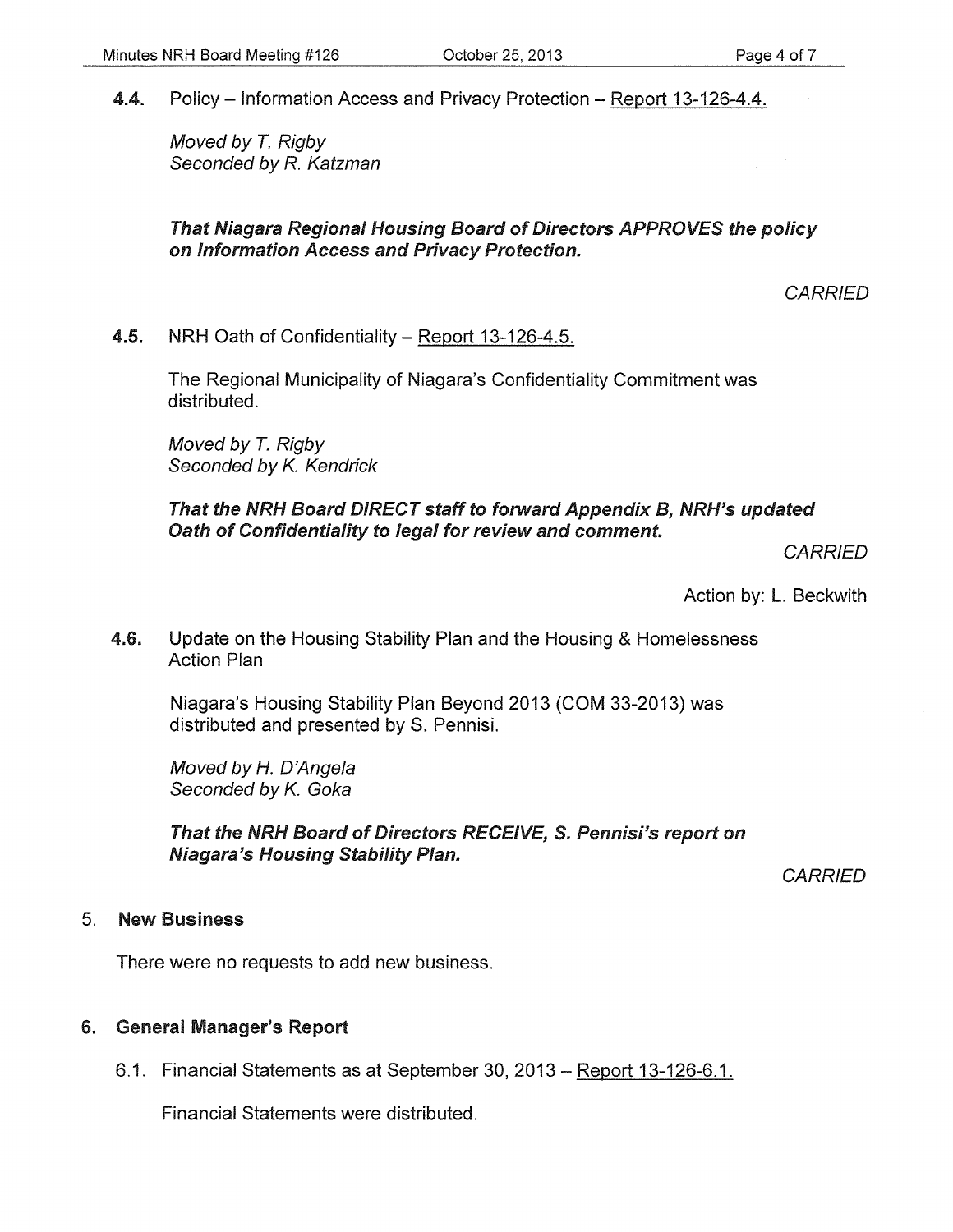**4.4.** Policy – Information Access and Privacy Protection – Report 13-126-4.4.

*Moved by T. Rigby*
*Seconded by R. Katzman*

***That Niagara Regional Housing Board of Directors APPROVES the policy on Information Access and Privacy Protection.***

*CARRIED*

**4.5.** NRH Oath of Confidentiality – Report 13-126-4.5.

The Regional Municipality of Niagara's Confidentiality Commitment was distributed.

*Moved by T. Rigby*
*Seconded by K. Kendrick*

***That the NRH Board DIRECT staff to forward Appendix B, NRH's updated Oath of Confidentiality to legal for review and comment.***

*CARRIED*

Action by: L. Beckwith

**4.6.** Update on the Housing Stability Plan and the Housing & Homelessness Action Plan

Niagara's Housing Stability Plan Beyond 2013 (COM 33-2013) was distributed and presented by S. Pennisi.

*Moved by H. D'Angela*
*Seconded by K. Goka*

***That the NRH Board of Directors RECEIVE, S. Pennisi's report on Niagara's Housing Stability Plan.***

*CARRIED*

## 5. New Business

There were no requests to add new business.

## 6. General Manager's Report

6.1. Financial Statements as at September 30, 2013 – Report 13-126-6.1.

Financial Statements were distributed.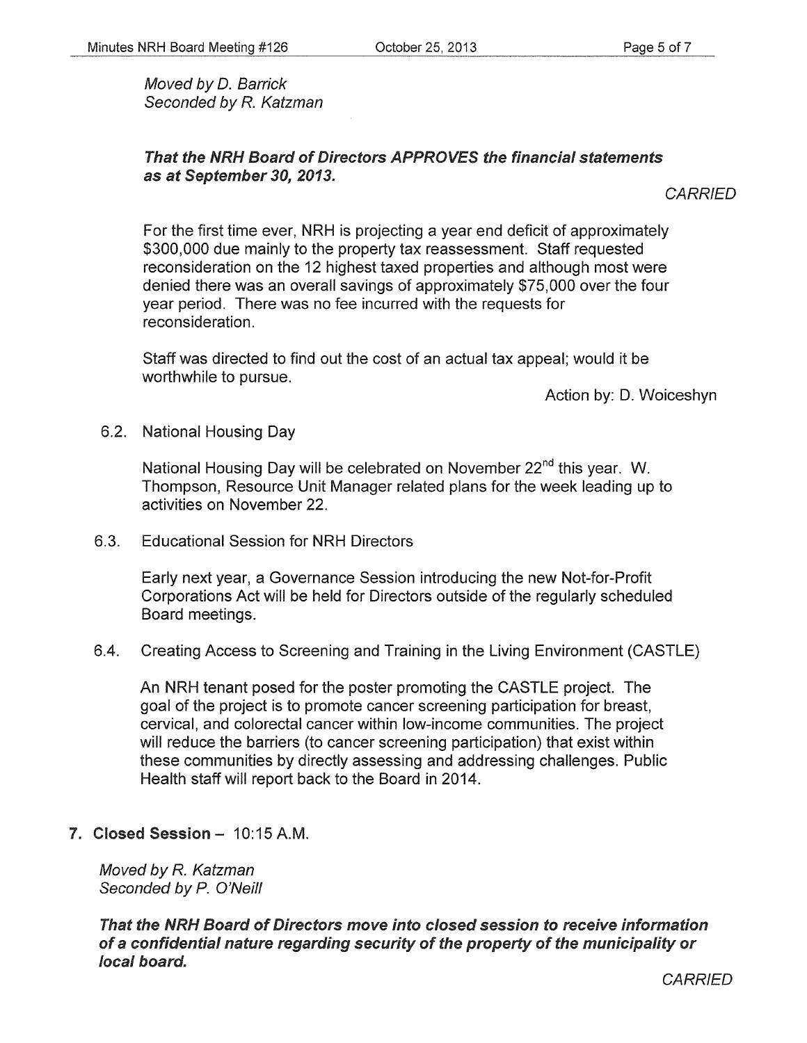*Moved by D. Barrick*
*Seconded by R. Katzman*

***That the NRH Board of Directors APPROVES the financial statements as at September 30, 2013.***

*CARRIED*

For the first time ever, NRH is projecting a year end deficit of approximately $300,000 due mainly to the property tax reassessment. Staff requested reconsideration on the 12 highest taxed properties and although most were denied there was an overall savings of approximately $75,000 over the four year period. There was no fee incurred with the requests for reconsideration.

Staff was directed to find out the cost of an actual tax appeal; would it be worthwhile to pursue.

Action by: D. Woiceshyn

6.2. National Housing Day

National Housing Day will be celebrated on November 22nd this year. W. Thompson, Resource Unit Manager related plans for the week leading up to activities on November 22.

6.3. Educational Session for NRH Directors

Early next year, a Governance Session introducing the new Not-for-Profit Corporations Act will be held for Directors outside of the regularly scheduled Board meetings.

6.4. Creating Access to Screening and Training in the Living Environment (CASTLE)

An NRH tenant posed for the poster promoting the CASTLE project. The goal of the project is to promote cancer screening participation for breast, cervical, and colorectal cancer within low-income communities. The project will reduce the barriers (to cancer screening participation) that exist within these communities by directly assessing and addressing challenges. Public Health staff will report back to the Board in 2014.

**7. Closed Session** – 10:15 A.M.

*Moved by R. Katzman*
*Seconded by P. O'Neill*

***That the NRH Board of Directors move into closed session to receive information of a confidential nature regarding security of the property of the municipality or local board.***

*CARRIED*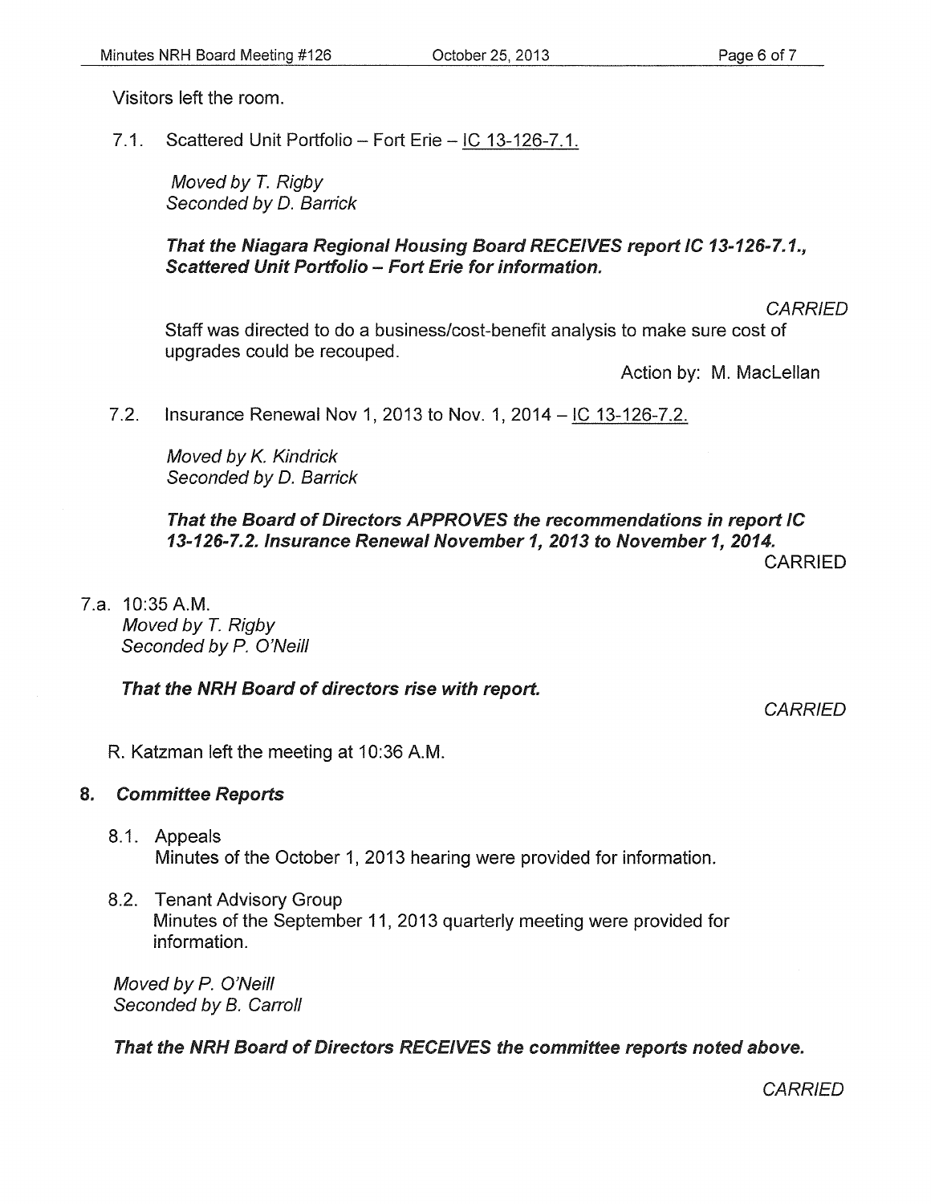Visitors left the room.

7.1. Scattered Unit Portfolio – Fort Erie – IC 13-126-7.1.

*Moved by T. Rigby*
*Seconded by D. Barrick*

***That the Niagara Regional Housing Board RECEIVES report IC 13-126-7.1., Scattered Unit Portfolio – Fort Erie for information.***

*CARRIED*

Staff was directed to do a business/cost-benefit analysis to make sure cost of upgrades could be recouped.

Action by: M. MacLellan

7.2. Insurance Renewal Nov 1, 2013 to Nov. 1, 2014 – IC 13-126-7.2.

*Moved by K. Kindrick*
*Seconded by D. Barrick*

***That the Board of Directors APPROVES the recommendations in report IC 13-126-7.2. Insurance Renewal November 1, 2013 to November 1, 2014.***

CARRIED

7.a. 10:35 A.M.
*Moved by T. Rigby*
*Seconded by P. O'Neill*

***That the NRH Board of directors rise with report.***

*CARRIED*

R. Katzman left the meeting at 10:36 A.M.

## 8. *Committee Reports*

8.1. Appeals
Minutes of the October 1, 2013 hearing were provided for information.

8.2. Tenant Advisory Group
Minutes of the September 11, 2013 quarterly meeting were provided for information.

*Moved by P. O'Neill*
*Seconded by B. Carroll*

***That the NRH Board of Directors RECEIVES the committee reports noted above.***

*CARRIED*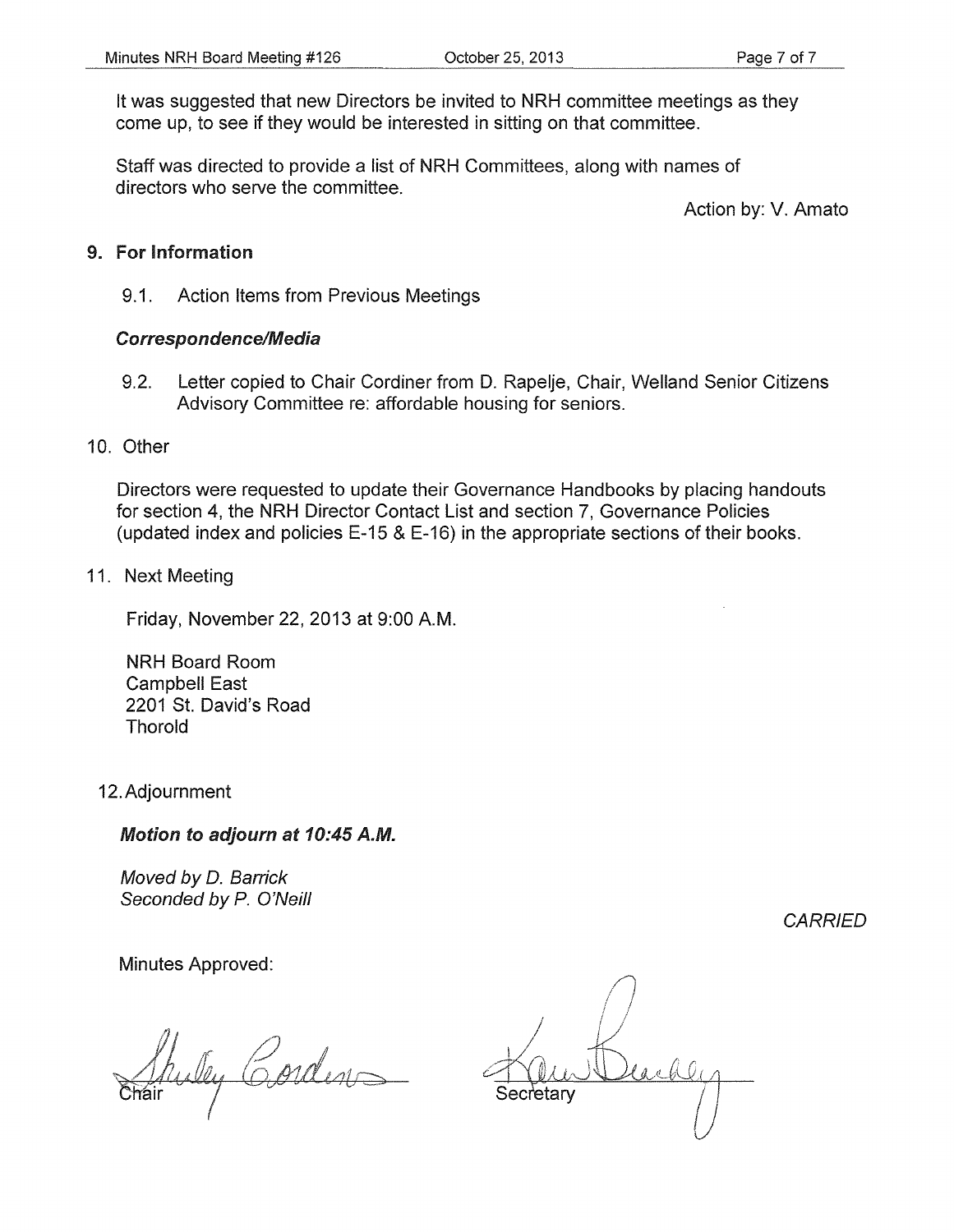It was suggested that new Directors be invited to NRH committee meetings as they come up, to see if they would be interested in sitting on that committee.

Staff was directed to provide a list of NRH Committees, along with names of directors who serve the committee.

Action by: V. Amato

## 9. For Information

9.1. Action Items from Previous Meetings

***Correspondence/Media***

9.2. Letter copied to Chair Cordiner from D. Rapelje, Chair, Welland Senior Citizens Advisory Committee re: affordable housing for seniors.

## 10. Other

Directors were requested to update their Governance Handbooks by placing handouts for section 4, the NRH Director Contact List and section 7, Governance Policies (updated index and policies E-15 & E-16) in the appropriate sections of their books.

## 11. Next Meeting

Friday, November 22, 2013 at 9:00 A.M.

NRH Board Room
Campbell East
2201 St. David's Road
Thorold

## 12. Adjournment

***Motion to adjourn at 10:45 A.M.***

*Moved by D. Barrick*
*Seconded by P. O'Neill*

*CARRIED*

Minutes Approved:

Chair

Secretary